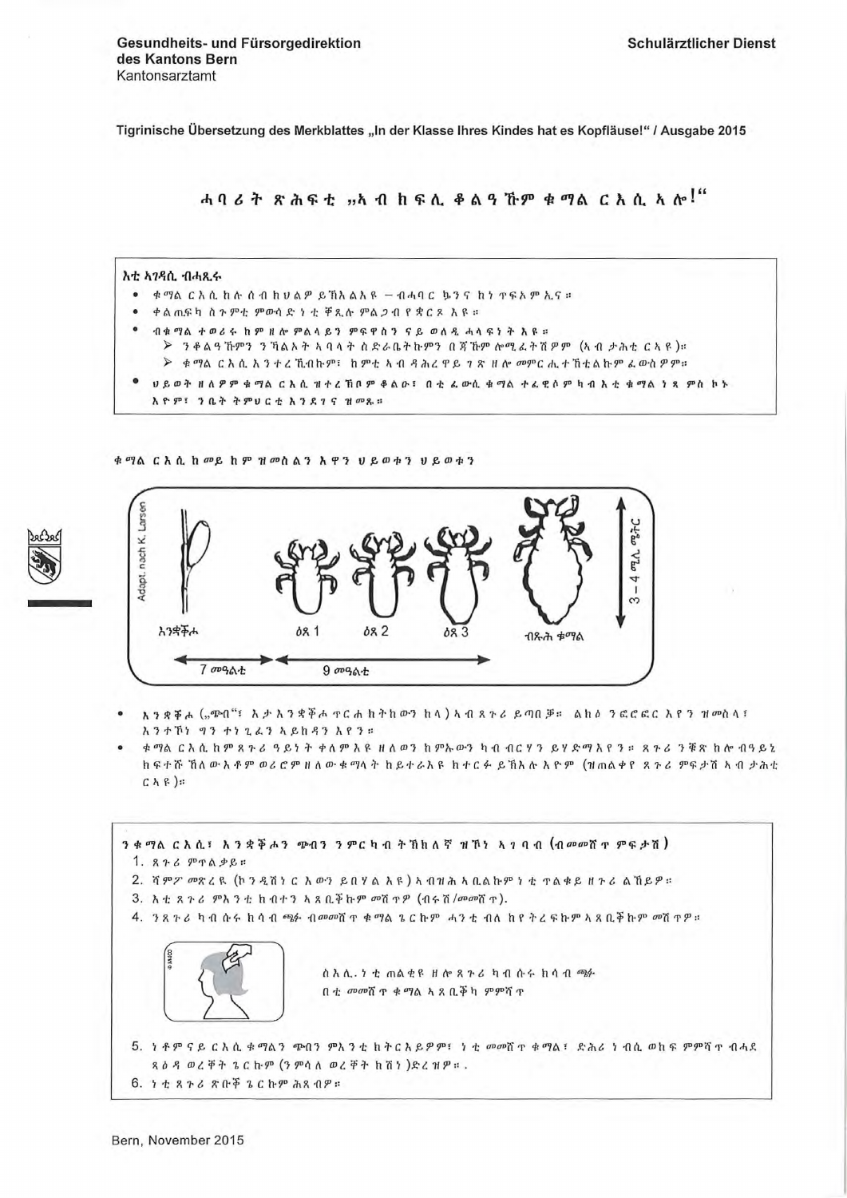**Gesundheits- und Fürsorgedirektion des Kantons Bern**
Kantonsarztamt

**Schulärztlicher Dienst**

**Tigrinische Übersetzung des Merkblattes „In der Klasse Ihres Kindes hat es Kopfläuse!" / Ausgabe 2015**

# ሓባሪት ጽሕፍቲ „ኣብ ክፍሊ ቆልዓኹም ቁማል ርእሲ ኣሎ!"

**እቲ ኣገዳሲ ብሓጺሩ**

- ቁማል ርእሲ ከሎ ሰብ ክህልዎ ይኽእልዩ – ብሓባር ኳንና ከነጥፍኦም ኢና።
- ቆልጢፍካ ስጉምቲ ምውሳድ ነቲ ቐጺሉ ምልጋብ የቋርጾ እዩ።
- ብቁማል ተወሪሩ ከም ዘሎ ምልላይን ምፍዋስን ናይ ወለዲ ሓላፍነት እዩ።
  - ንቆልዓኹምን ንኻልኦት ኣባላት ስድራቤትኩምን በጃኹም ሎሚ ፈትሽዎም (ኣብ ታሕቲ ርኣዩ)።
  - ቁማል ርእሲ እንተረኺብኩም፣ ከምቲ ኣብ ዳሕረዋይ ገጽ ዘሎ መምርሒ ተኸቲልኩም ፈውስዎም።
- ህይወት ዘለዎም ቁማል ርእሲ ዝተረኽቦም ቆልዑ፣ በቲ ፈውሲ ቁማል ተፈዊሶም ካብ እቲ ቁማል ነጻ ምስ ኮኑ እዮም፣ ንቤት ትምህርቲ እንደገና ዝመጹ።

ቁማል ርእሲ ከመይ ከም ዝመስልን እዋን ህይወቱን ህይወቱን

| እንቋቑሖ | ዕጸ 1 | ዕጸ 2 | ዕጸ 3 | ብጹሕ ቁማል |
|---|---|---|---|---|
| 7 መዓልቲ | 9 መዓልቲ | | | 3 – 4 ሚሊ ሜትር |

Adapt. nach K. Larsen

- እንቋቑሖ („ጭቡ"፣ እታ እንቋቑሖ ጥርሕ ክትከውን ከላ) ኣብ ጸጉሪ ይጣበቕ። ልክዕ ንፎሮፎር እዩ ዝመስል፣ እንተኾነ ግን ተነጊፉን ኣይከዳን እዩ።
- ቁማል ርእሲ ከም ጸጉሪ ዓይነት ቀለም እዩ ዘለወን ከምኡውን ካብ ብርሃን ይሃድማእዩን። ጸጉሪ ንቑጽ ከሎ ብዓይኒ ክፍተሹ ኸለውእቶም ወሪሮም ዘለው ቁማላት ክይተራእዩ ክተርፉ ይኽእሉ እዮም (ዝጠልቀየ ጸጉሪ ምፍታሽ ኣብ ታሕቲ ርኣዩ)።

**ንቁማል ርእሲ፣ እንቋቑሖን ጭብን ንምርካብ ትኽክለኛ ዝኾነ ኣገባብ (ብመመሸጥ ምፍታሽ)**

1. ጸጉሪ ምጥልቃይ።
2. ሻምፖ መጽረዪ (ኮንዲሽነር እውን ይበሃል እዩ) ኣብዝሕ ኣቢልኩም ነቲ ጥልቁይ ዘጉሪ ልኽይዎ።
3. እቲ ጸጉሪ ምእንቲ ክብተን ኣጸቢቕኩም መሽጥዎ (ብሩሽ/መመሸጥ)።
4. ንጸጉሪ ካብ ሱሩ ክሳብ ጫፉ ብመመሸጥ ቁማል ጌርኩም ሓንቲ ብሐ ከየትረፍኩም ኣጸቢቕኩም መሽጥዎ።

ስእሊ: ነቲ ጠልቂዩ ዘሎ ጸጉሪ ካብ ሱሩ ክሳብ ጫፉ
በቲ መመሸጥ ቁማል ኣጸቢቕካ ምምሻጥ

5. ነቶም ናይ ርእሲ ቁማላን ጭብን ምእንቲ ክትርእይዎም፣ ነቲ መመሸጥ ቁማል፣ ድሕሪ ነብሲ ወከፍ ምምሻጥ ብሓደ ጸዕዳ ወረቐት ጌርኩም (ንምሳሌ ወረቐት ክሽን)ድረዝዎ።.
6. ነቲ ጸጉሪ ጽሩቕ ጌርኩም ሕጸብዎ።

Bern, November 2015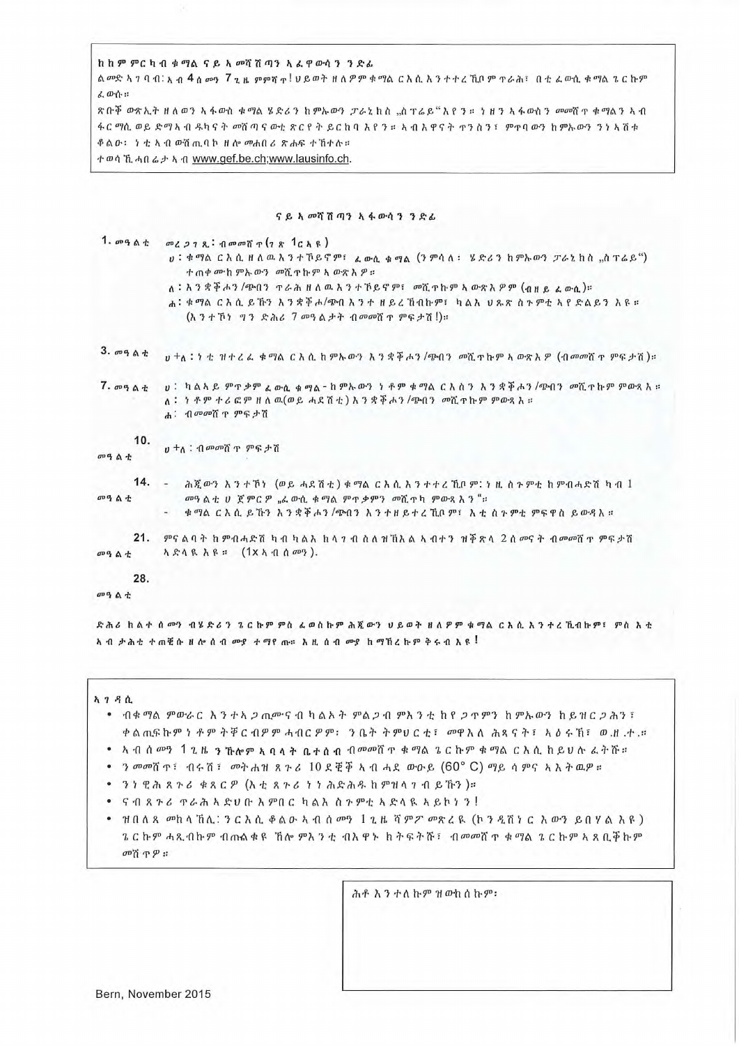ከከም ምርካብ ቁማል ናይ ኣመሻሽጣን ኣፈዋውሳን ንድፊ

ልሙድ ኣገባብ: ኣብ **4** ሰሙን **7** ጊዜ ምምሻጥ! ህይወት ዘለዎም ቁማል ርእሲ እንተተረኺቦም ጥራሕ፣ በቲ ፈውሲ ቁማል ጌርኩም ፈውሱ።

ጽቡቕ ውጽኢት ዘለወን ኣፋውስ ቁማል ሄድሪን ከምኡውን ፓራኒክስ „ስፐሬይ"እየን። ነዘን ኣፋውስን መመሻጥ ቁማልን ኣብ ፋርማሲ ወይ ድማ ኣብ ዱካናት መሸጣ ናውቲ ጽርየት ይርከባ እየን። ኣብ ኣዋናት ጥንስን፣ ምጥባውን ከምኡውን ንነኣሽቱ ቆልዑ: ነቲ ኣብ ወሽጢኡ ዘሎ መሐበሪ ጽሑፍ ተኸተሉ።

ተወሳኺ ሓበሬታ ኣብ www.gef.be.ch;www.lausinfo.ch.

## ናይ ኣመሻሽጣን ኣፋውሳን ንድፊ

**1. መዓልቲ** መረጋገጺ: ብመመሸጥ(ገጽ 1ርአዩ)

ሀ: ቁማል ርእሲ ዘለዉ እንተኾይኖም፣ ፈውሲ ቁማል (ንምሳሌ: ሄድሪን ከምኡውን ፓራኒክስ „ስፐሬይ") ተጠቀሙ ከምኡውን መሺጥኩም ኣውጽእዎ።

ለ: እንቋቑሖን/ጭቡን ጥራሕ ዘለዉ እንተኾይኖም፣ መሺጥኩም ኣውጽእዎም (ብዘይ ፈውሲ)።

ሐ: ቁማል ርእሲ ይኹን እንቋቑሖ/ጭቡ እንተ ዘይረኺብኩም፣ ካልእ ህጹጽ ስጉምቲ ኣየድልይን እዩ።
(እንተኾነ ግን ድሕሪ 7 መዓልታት ብመመሸጥ ምፍታሽ!)።

**3. መዓልቲ** ሀ+ለ: ነቲ ዝተረፈ ቁማል ርእሲ ከምኡውን እንቋቑሖን/ጭቡን መሺጥኩም ኣውጽእዎ (ብመመሸጥ ምፍታሽ)።

**7. መዓልቲ** ሀ: ካልኣይ ምጥቃም ፈውሲ ቁማል- ከምኡውን ነቶም ቁማል ርእስን እንቋቑሖን/ጭቡን መሺጥኩም ምውጻእ።
ለ: ነቶም ተሪፎም ዘለዉ(ወይ ሓደሽቲ) እንቋቑሖን/ጭቡን መሺጥኩም ምውጻእ።
ሐ: ብመመሸጥ ምፍታሽ

**10. መዓልቲ** ሀ+ለ: ብመመሸጥ ምፍታሽ

**14. መዓልቲ**
- ሕጂውን እንተኾነ (ወይ ሓደሽቲ) ቁማል ርእሲ እንተተረኺቦም: ነዚ ስጉምቲ ከምብሓድሽ ካብ 1 መዓልቲ ሀ ጀምርዎ „ፈውሲ ቁማል ምጥቃምን መሺጥካ ምውጻእን"።
- ቁማል ርእሲ ይኹን እንቋቑሖን/ጭቡን እንተዘይተረኺቦም፣ እቲ ስጉምቲ ምፍዋስ ይውዳእ።

**21. መዓልቲ** ምናልባት ከምብሓድሽ ካብ ካልእ ከላገብ ስለዝኽእል ኣብተን ዝቕጽላ 2 ሰሙናት ብመመሸጥ ምፍታሽ ኣድላዪ እዩ። (1x ኣብ ሰሙን).

**28. መዓልቲ**

ድሕሪ ክልተ ሰሙን ብሄድሪን ጌርኩም ምስ ፈወስኩም ሕጂውን ህይወት ዘለዎም ቁማል ርእሲ እንተረኺብኩም፣ ምስ እቲ ኣብ ታሕቲ ተጠቒሱ ዘሎ ሰብ ሙያ ተማየጡ። እዚ ሰብ ሙያ ከማኽረኩም ቅሩብ እዩ!

**ኣገዳሲ**

- ብቁማል ምውራር እንተኣጋጢሙና ብካልኦት ምልጋብ ምእንቲ ከየጋጥምን ከምኡውን ከይዝርጋሕን፣ ቀልጢፍኩም ነቶም ትቐርብዎም ሓብርዎም: ንቤት ትምህርቲ፣ መዋእለ ሕጻናት፣ ኣዕሩኽ፣ ወ.ዘ.ተ.።
- ኣብ ሰሙን 1 ጊዜ ንኹሎም ኣባላት ቤተሰብ ብመመሸጥ ቁማል ጌርኩም ቁማል ርእሲ ከይህሉ ፈትሹ።
- ንመመሸጥ፣ ብሩሽ፣ መትሕዝ ጸጉሪ 10 ደቒቕ ኣብ ሓደ ውዑይ (60° C) ማይ ሳምና ኣእትዉዎ።
- ንነዊሕ ጸጉሪ ቁጸርዎ (እቲ ጸጉሪ ነነሕድሕዱ ከምዝላገብ ይኹን)።
- ናብ ጸጉሪ ጥራሕ ኣድህቡ እምበር ካልእ ስጉምቲ ኣድላዪ ኣይኮነን!
- ዝበለጸ መከላኸሊ: ንርእሲ ቆልዑ ኣብ ሰሙን 1 ጊዜ ሻምፖ መጽረዩ (ኮንዲሽነር እውን ይበሃል እዩ) ጌርኩም ሓጺብኩም ብጠልቀዩ ኸሎ ምእንቲ ብእዋኑ ክትፍትሹ፣ ብመመሸጥ ቁማል ጌርኩም ኣጸቢቕኩም መሺጥዎ።

ሕቶ እንተለኩም ዘውክሰኩም:

Bern, November 2015